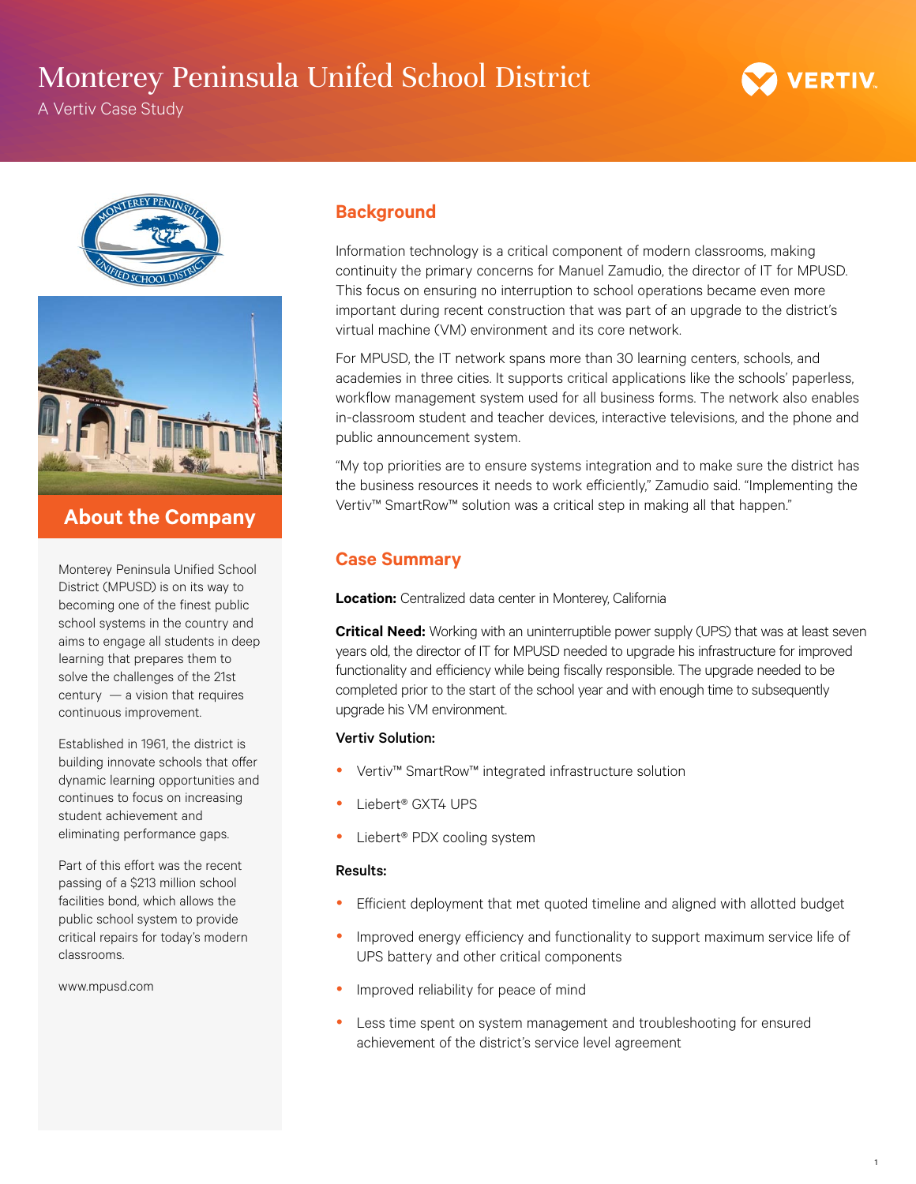# Monterey Peninsula Unifed School District

A Vertiv Case Study

## About the Company

Monterey Peninsula Unified School District (MPUSD) is on its way to becoming one of the finest public school systems in the country and aims to engage all students in deep learning that prepares them to solve the challenges of the 21st century — a vision that requires continuous improvement.

Established in 1961, the district is building innovate schools that offer dynamic learning opportunities and continues to focus on increasing student achievement and eliminating performance gaps.

Part of this effort was the recent passing of a $213 million school facilities bond, which allows the public school system to provide critical repairs for today's modern classrooms.

www.mpusd.com

## Background

Information technology is a critical component of modern classrooms, making continuity the primary concerns for Manuel Zamudio, the director of IT for MPUSD. This focus on ensuring no interruption to school operations became even more important during recent construction that was part of an upgrade to the district's virtual machine (VM) environment and its core network.

For MPUSD, the IT network spans more than 30 learning centers, schools, and academies in three cities. It supports critical applications like the schools' paperless, workflow management system used for all business forms. The network also enables in-classroom student and teacher devices, interactive televisions, and the phone and public announcement system.

"My top priorities are to ensure systems integration and to make sure the district has the business resources it needs to work efficiently," Zamudio said. "Implementing the Vertiv™ SmartRow™ solution was a critical step in making all that happen."

## Case Summary

**Location:** Centralized data center in Monterey, California

**Critical Need:** Working with an uninterruptible power supply (UPS) that was at least seven years old, the director of IT for MPUSD needed to upgrade his infrastructure for improved functionality and efficiency while being fiscally responsible. The upgrade needed to be completed prior to the start of the school year and with enough time to subsequently upgrade his VM environment.

**Vertiv Solution:**

- Vertiv™ SmartRow™ integrated infrastructure solution
- Liebert® GXT4 UPS
- Liebert® PDX cooling system

**Results:**

- Efficient deployment that met quoted timeline and aligned with allotted budget
- Improved energy efficiency and functionality to support maximum service life of UPS battery and other critical components
- Improved reliability for peace of mind
- Less time spent on system management and troubleshooting for ensured achievement of the district's service level agreement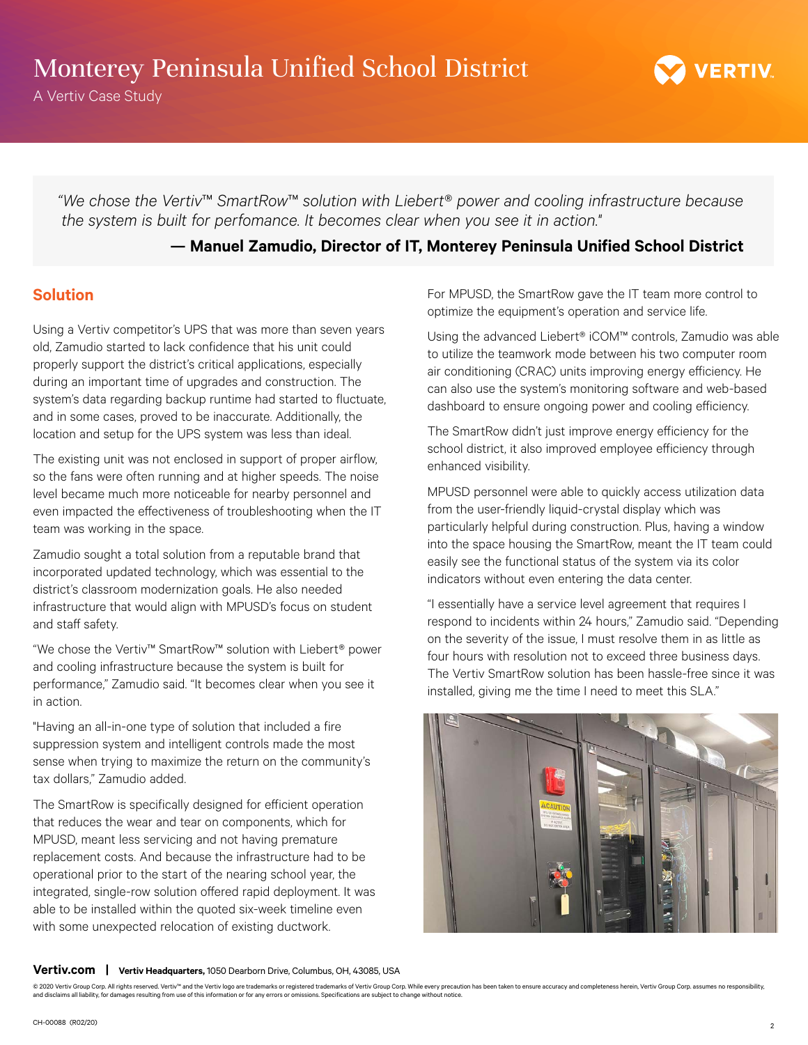# Monterey Peninsula Unified School District

A Vertiv Case Study

*"We chose the Vertiv™ SmartRow™ solution with Liebert® power and cooling infrastructure because the system is built for perfomance. It becomes clear when you see it in action."*

**— Manuel Zamudio, Director of IT, Monterey Peninsula Unified School District**

## Solution

Using a Vertiv competitor's UPS that was more than seven years old, Zamudio started to lack confidence that his unit could properly support the district's critical applications, especially during an important time of upgrades and construction. The system's data regarding backup runtime had started to fluctuate, and in some cases, proved to be inaccurate. Additionally, the location and setup for the UPS system was less than ideal.

The existing unit was not enclosed in support of proper airflow, so the fans were often running and at higher speeds. The noise level became much more noticeable for nearby personnel and even impacted the effectiveness of troubleshooting when the IT team was working in the space.

Zamudio sought a total solution from a reputable brand that incorporated updated technology, which was essential to the district's classroom modernization goals. He also needed infrastructure that would align with MPUSD's focus on student and staff safety.

"We chose the Vertiv™ SmartRow™ solution with Liebert® power and cooling infrastructure because the system is built for performance," Zamudio said. "It becomes clear when you see it in action.

"Having an all-in-one type of solution that included a fire suppression system and intelligent controls made the most sense when trying to maximize the return on the community's tax dollars," Zamudio added.

The SmartRow is specifically designed for efficient operation that reduces the wear and tear on components, which for MPUSD, meant less servicing and not having premature replacement costs. And because the infrastructure had to be operational prior to the start of the nearing school year, the integrated, single-row solution offered rapid deployment. It was able to be installed within the quoted six-week timeline even with some unexpected relocation of existing ductwork.

For MPUSD, the SmartRow gave the IT team more control to optimize the equipment's operation and service life.

Using the advanced Liebert® iCOM™ controls, Zamudio was able to utilize the teamwork mode between his two computer room air conditioning (CRAC) units improving energy efficiency. He can also use the system's monitoring software and web-based dashboard to ensure ongoing power and cooling efficiency.

The SmartRow didn't just improve energy efficiency for the school district, it also improved employee efficiency through enhanced visibility.

MPUSD personnel were able to quickly access utilization data from the user-friendly liquid-crystal display which was particularly helpful during construction. Plus, having a window into the space housing the SmartRow, meant the IT team could easily see the functional status of the system via its color indicators without even entering the data center.

"I essentially have a service level agreement that requires I respond to incidents within 24 hours," Zamudio said. "Depending on the severity of the issue, I must resolve them in as little as four hours with resolution not to exceed three business days. The Vertiv SmartRow solution has been hassle-free since it was installed, giving me the time I need to meet this SLA."

**Vertiv.com** | **Vertiv Headquarters,** 1050 Dearborn Drive, Columbus, OH, 43085, USA

© 2020 Vertiv Group Corp. All rights reserved. Vertiv™ and the Vertiv logo are trademarks or registered trademarks of Vertiv Group Corp. While every precaution has been taken to ensure accuracy and completeness herein, Vertiv Group Corp. assumes no responsibility, and disclaims all liability, for damages resulting from use of this information or for any errors or omissions. Specifications are subject to change without notice.

CH-00088 (R02/20)